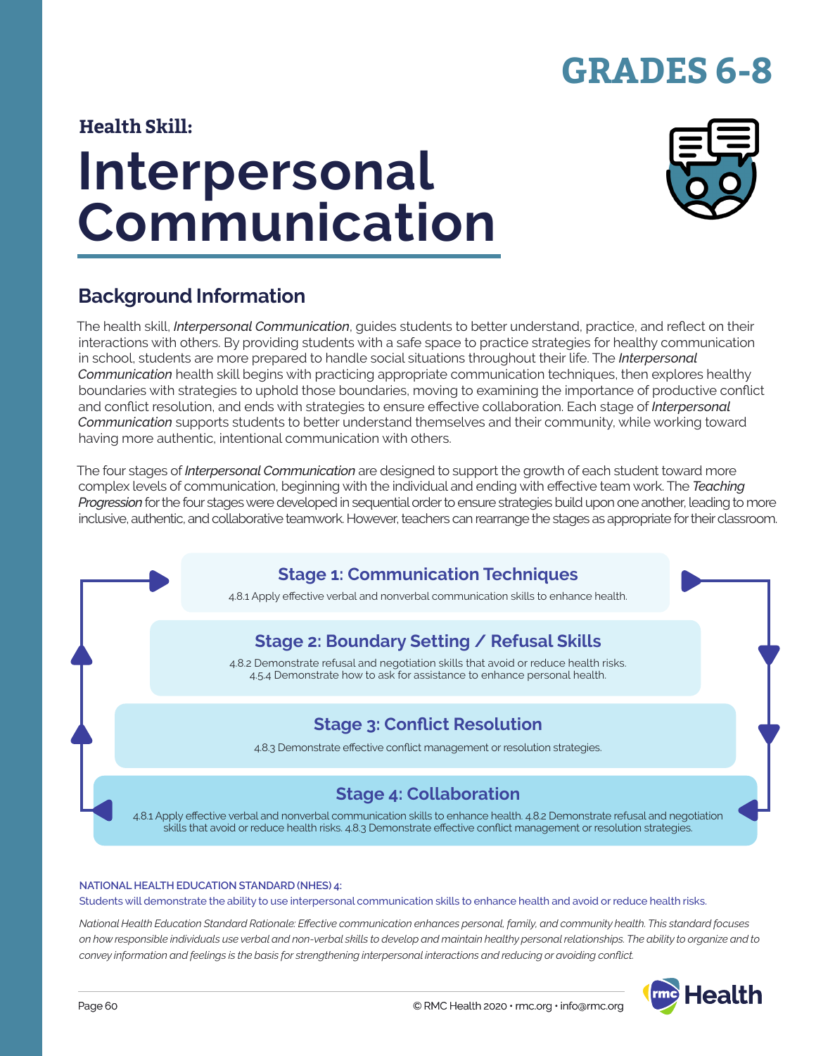# GRADES 6-8

**Health Skill:**

# Interpersonal Communication

## Background Information

The health skill, *Interpersonal Communication*, guides students to better understand, practice, and reflect on their interactions with others. By providing students with a safe space to practice strategies for healthy communication in school, students are more prepared to handle social situations throughout their life. The *Interpersonal Communication* health skill begins with practicing appropriate communication techniques, then explores healthy boundaries with strategies to uphold those boundaries, moving to examining the importance of productive conflict and conflict resolution, and ends with strategies to ensure effective collaboration. Each stage of *Interpersonal Communication* supports students to better understand themselves and their community, while working toward having more authentic, intentional communication with others.

The four stages of *Interpersonal Communication* are designed to support the growth of each student toward more complex levels of communication, beginning with the individual and ending with effective team work. The *Teaching Progression* for the four stages were developed in sequential order to ensure strategies build upon one another, leading to more inclusive, authentic, and collaborative teamwork. However, teachers can rearrange the stages as appropriate for their classroom.

### Stage 1: Communication Techniques

4.8.1 Apply effective verbal and nonverbal communication skills to enhance health.

### Stage 2: Boundary Setting / Refusal Skills

4.8.2 Demonstrate refusal and negotiation skills that avoid or reduce health risks.
4.5.4 Demonstrate how to ask for assistance to enhance personal health.

### Stage 3: Conflict Resolution

4.8.3 Demonstrate effective conflict management or resolution strategies.

### Stage 4: Collaboration

4.8.1 Apply effective verbal and nonverbal communication skills to enhance health. 4.8.2 Demonstrate refusal and negotiation skills that avoid or reduce health risks. 4.8.3 Demonstrate effective conflict management or resolution strategies.

**NATIONAL HEALTH EDUCATION STANDARD (NHES) 4:**
Students will demonstrate the ability to use interpersonal communication skills to enhance health and avoid or reduce health risks.

*National Health Education Standard Rationale: Effective communication enhances personal, family, and community health. This standard focuses on how responsible individuals use verbal and non-verbal skills to develop and maintain healthy personal relationships. The ability to organize and to convey information and feelings is the basis for strengthening interpersonal interactions and reducing or avoiding conflict.*

© RMC Health 2020 • rmc.org • info@rmc.org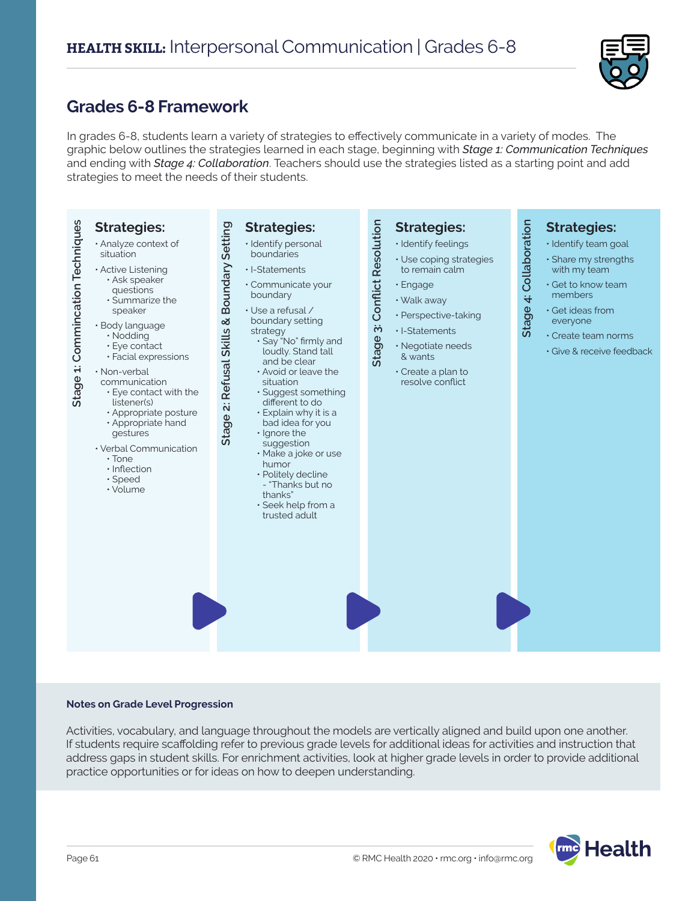# HEALTH SKILL: Interpersonal Communication | Grades 6-8

## Grades 6-8 Framework

In grades 6-8, students learn a variety of strategies to effectively communicate in a variety of modes. The graphic below outlines the strategies learned in each stage, beginning with ***Stage 1: Communication Techniques*** and ending with ***Stage 4: Collaboration***. Teachers should use the strategies listed as a starting point and add strategies to meet the needs of their students.

### Stage 1: Commincation Techniques

**Strategies:**

- Analyze context of situation
- Active Listening
  - Ask speaker questions
  - Summarize the speaker
- Body language
  - Nodding
  - Eye contact
  - Facial expressions
- Non-verbal communication
  - Eye contact with the listener(s)
  - Appropriate posture
  - Appropriate hand gestures
- Verbal Communication
  - Tone
  - Inflection
  - Speed
  - Volume

### Stage 2: Refusal Skills & Boundary Setting

**Strategies:**

- Identify personal boundaries
- I-Statements
- Communicate your boundary
- Use a refusal / boundary setting strategy
  - Say "No" firmly and loudly. Stand tall and be clear
  - Avoid or leave the situation
  - Suggest something different to do
  - Explain why it is a bad idea for you
  - Ignore the suggestion
  - Make a joke or use humor
  - Politely decline - "Thanks but no thanks"
  - Seek help from a trusted adult

### Stage 3: Conflict Resolution

**Strategies:**

- Identify feelings
- Use coping strategies to remain calm
- Engage
- Walk away
- Perspective-taking
- I-Statements
- Negotiate needs & wants
- Create a plan to resolve conflict

### Stage 4: Collaboration

**Strategies:**

- Identify team goal
- Share my strengths with my team
- Get to know team members
- Get ideas from everyone
- Create team norms
- Give & receive feedback

**Notes on Grade Level Progression**

Activities, vocabulary, and language throughout the models are vertically aligned and build upon one another. If students require scaffolding refer to previous grade levels for additional ideas for activities and instruction that address gaps in student skills. For enrichment activities, look at higher grade levels in order to provide additional practice opportunities or for ideas on how to deepen understanding.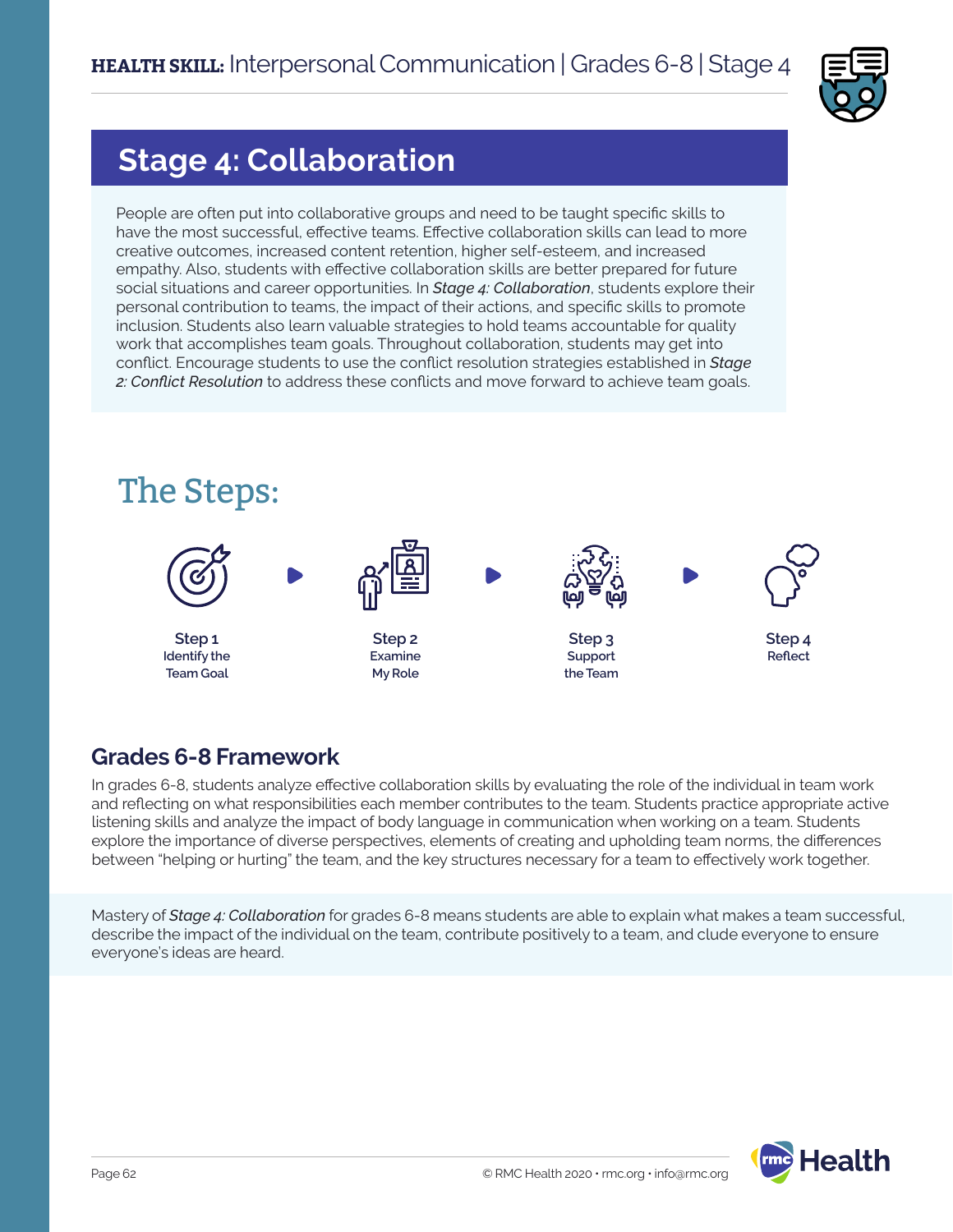## Stage 4: Collaboration

People are often put into collaborative groups and need to be taught specific skills to have the most successful, effective teams. Effective collaboration skills can lead to more creative outcomes, increased content retention, higher self-esteem, and increased empathy. Also, students with effective collaboration skills are better prepared for future social situations and career opportunities. In *Stage 4: Collaboration*, students explore their personal contribution to teams, the impact of their actions, and specific skills to promote inclusion. Students also learn valuable strategies to hold teams accountable for quality work that accomplishes team goals. Throughout collaboration, students may get into conflict. Encourage students to use the conflict resolution strategies established in *Stage 2: Conflict Resolution* to address these conflicts and move forward to achieve team goals.

## The Steps:

**Step 1** Identify the Team Goal → **Step 2** Examine My Role → **Step 3** Support the Team → **Step 4** Reflect

### Grades 6-8 Framework

In grades 6-8, students analyze effective collaboration skills by evaluating the role of the individual in team work and reflecting on what responsibilities each member contributes to the team. Students practice appropriate active listening skills and analyze the impact of body language in communication when working on a team. Students explore the importance of diverse perspectives, elements of creating and upholding team norms, the differences between "helping or hurting" the team, and the key structures necessary for a team to effectively work together.

Mastery of *Stage 4: Collaboration* for grades 6-8 means students are able to explain what makes a team successful, describe the impact of the individual on the team, contribute positively to a team, and clude everyone to ensure everyone's ideas are heard.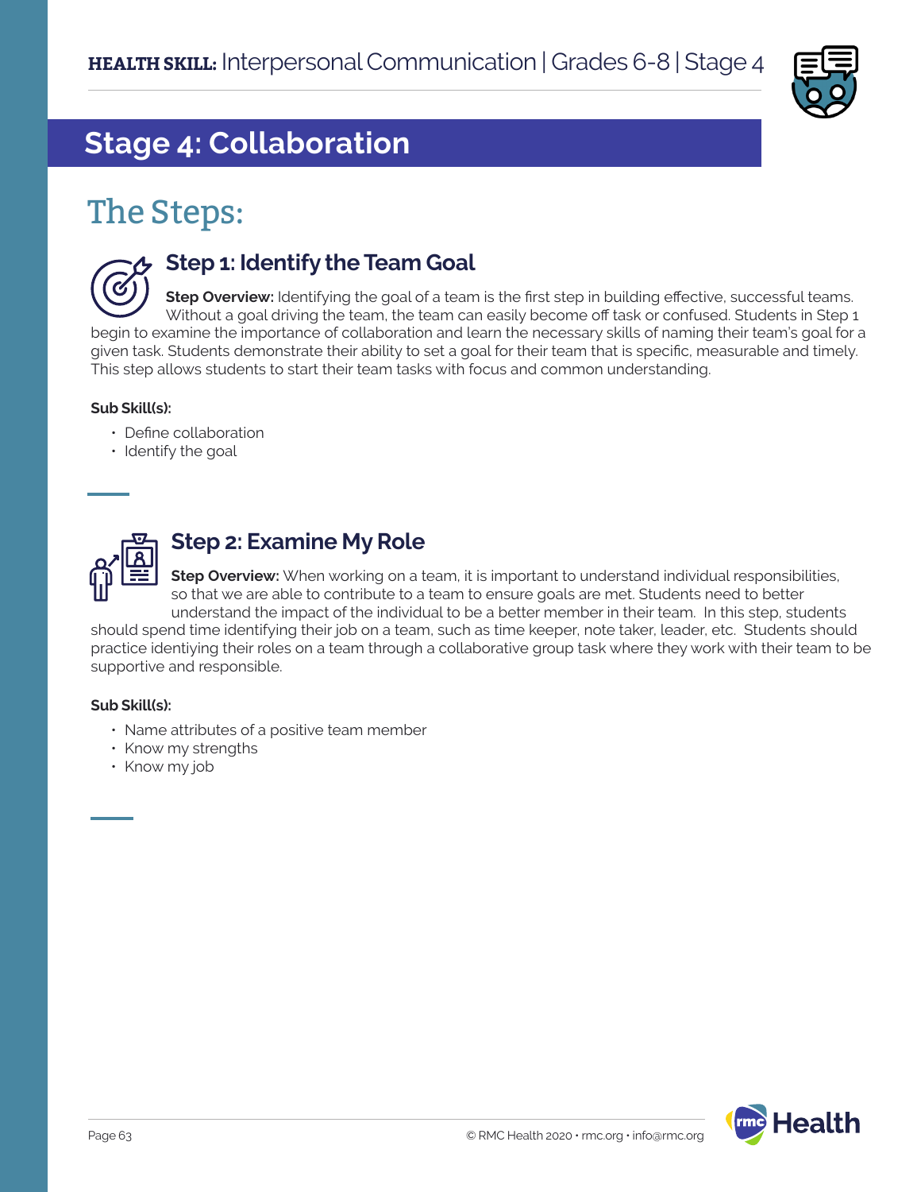## Stage 4: Collaboration

# The Steps:

### Step 1: Identify the Team Goal

**Step Overview:** Identifying the goal of a team is the first step in building effective, successful teams. Without a goal driving the team, the team can easily become off task or confused. Students in Step 1 begin to examine the importance of collaboration and learn the necessary skills of naming their team's goal for a given task. Students demonstrate their ability to set a goal for their team that is specific, measurable and timely. This step allows students to start their team tasks with focus and common understanding.

**Sub Skill(s):**

- Define collaboration
- Identify the goal

### Step 2: Examine My Role

**Step Overview:** When working on a team, it is important to understand individual responsibilities, so that we are able to contribute to a team to ensure goals are met. Students need to better understand the impact of the individual to be a better member in their team. In this step, students should spend time identifying their job on a team, such as time keeper, note taker, leader, etc. Students should practice identiying their roles on a team through a collaborative group task where they work with their team to be supportive and responsible.

**Sub Skill(s):**

- Name attributes of a positive team member
- Know my strengths
- Know my job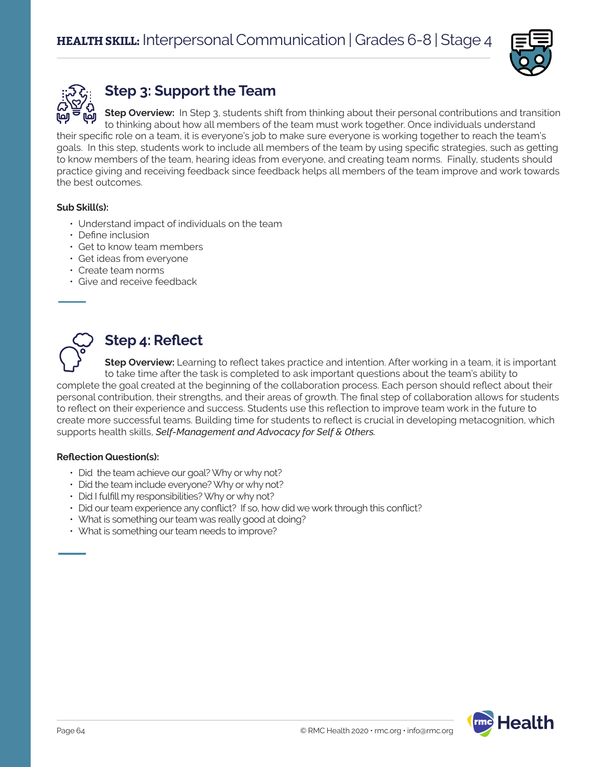## Step 3: Support the Team

**Step Overview:** In Step 3, students shift from thinking about their personal contributions and transition to thinking about how all members of the team must work together. Once individuals understand their specific role on a team, it is everyone's job to make sure everyone is working together to reach the team's goals. In this step, students work to include all members of the team by using specific strategies, such as getting to know members of the team, hearing ideas from everyone, and creating team norms. Finally, students should practice giving and receiving feedback since feedback helps all members of the team improve and work towards the best outcomes.

**Sub Skill(s):**

- Understand impact of individuals on the team
- Define inclusion
- Get to know team members
- Get ideas from everyone
- Create team norms
- Give and receive feedback

## Step 4: Reflect

**Step Overview:** Learning to reflect takes practice and intention. After working in a team, it is important to take time after the task is completed to ask important questions about the team's ability to complete the goal created at the beginning of the collaboration process. Each person should reflect about their personal contribution, their strengths, and their areas of growth. The final step of collaboration allows for students to reflect on their experience and success. Students use this reflection to improve team work in the future to create more successful teams. Building time for students to reflect is crucial in developing metacognition, which supports health skills, *Self-Management and Advocacy for Self & Others.*

**Reflection Question(s):**

- Did the team achieve our goal? Why or why not?
- Did the team include everyone? Why or why not?
- Did I fulfill my responsibilities? Why or why not?
- Did our team experience any conflict? If so, how did we work through this conflict?
- What is something our team was really good at doing?
- What is something our team needs to improve?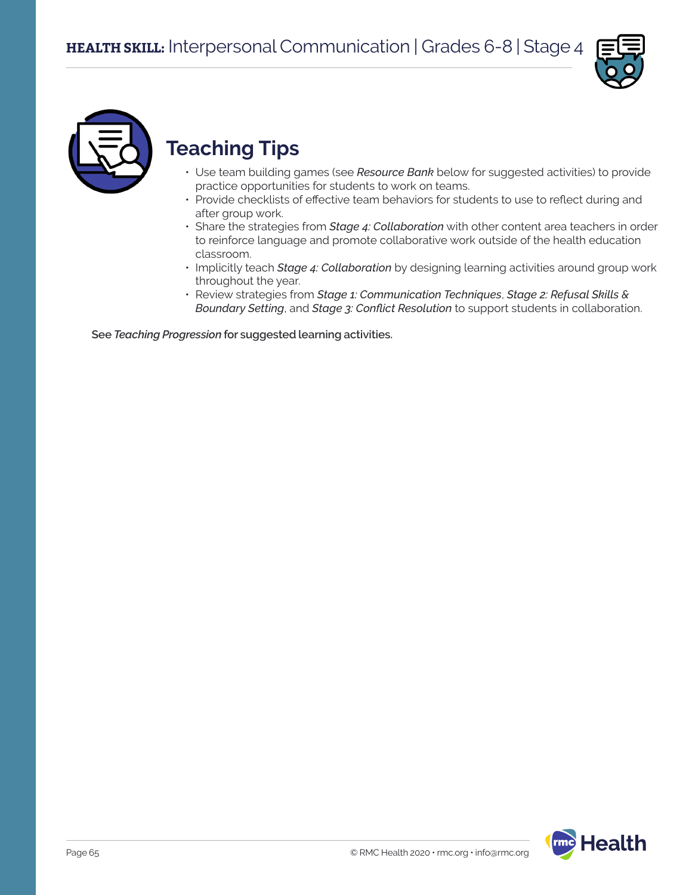## Teaching Tips

- Use team building games (see ***Resource Bank*** below for suggested activities) to provide practice opportunities for students to work on teams.
- Provide checklists of effective team behaviors for students to use to reflect during and after group work.
- Share the strategies from ***Stage 4: Collaboration*** with other content area teachers in order to reinforce language and promote collaborative work outside of the health education classroom.
- Implicitly teach ***Stage 4: Collaboration*** by designing learning activities around group work throughout the year.
- Review strategies from ***Stage 1: Communication Techniques***, ***Stage 2: Refusal Skills & Boundary Setting***, and ***Stage 3: Conflict Resolution*** to support students in collaboration.

**See *Teaching Progression* for suggested learning activities.**